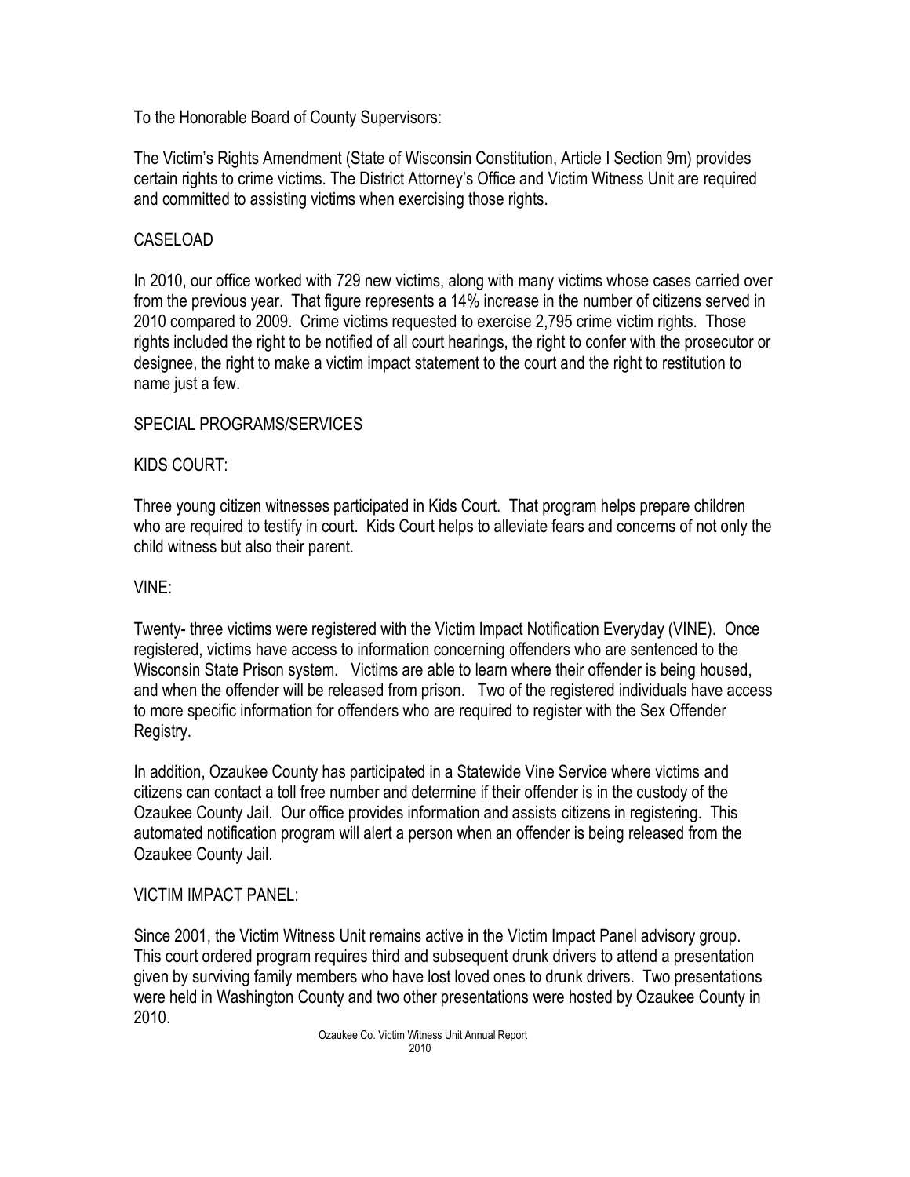To the Honorable Board of County Supervisors:

The Victim's Rights Amendment (State of Wisconsin Constitution, Article I Section 9m) provides certain rights to crime victims. The District Attorney's Office and Victim Witness Unit are required and committed to assisting victims when exercising those rights.

## CASELOAD

In 2010, our office worked with 729 new victims, along with many victims whose cases carried over from the previous year. That figure represents a 14% increase in the number of citizens served in 2010 compared to 2009. Crime victims requested to exercise 2,795 crime victim rights. Those rights included the right to be notified of all court hearings, the right to confer with the prosecutor or designee, the right to make a victim impact statement to the court and the right to restitution to name just a few.

## SPECIAL PROGRAMS/SERVICES

### KIDS COURT:

Three young citizen witnesses participated in Kids Court. That program helps prepare children who are required to testify in court. Kids Court helps to alleviate fears and concerns of not only the child witness but also their parent.

### VINE:

Twenty- three victims were registered with the Victim Impact Notification Everyday (VINE). Once registered, victims have access to information concerning offenders who are sentenced to the Wisconsin State Prison system. Victims are able to learn where their offender is being housed, and when the offender will be released from prison. Two of the registered individuals have access to more specific information for offenders who are required to register with the Sex Offender Registry.

In addition, Ozaukee County has participated in a Statewide Vine Service where victims and citizens can contact a toll free number and determine if their offender is in the custody of the Ozaukee County Jail. Our office provides information and assists citizens in registering. This automated notification program will alert a person when an offender is being released from the Ozaukee County Jail.

### VICTIM IMPACT PANEL:

Since 2001, the Victim Witness Unit remains active in the Victim Impact Panel advisory group. This court ordered program requires third and subsequent drunk drivers to attend a presentation given by surviving family members who have lost loved ones to drunk drivers. Two presentations were held in Washington County and two other presentations were hosted by Ozaukee County in 2010.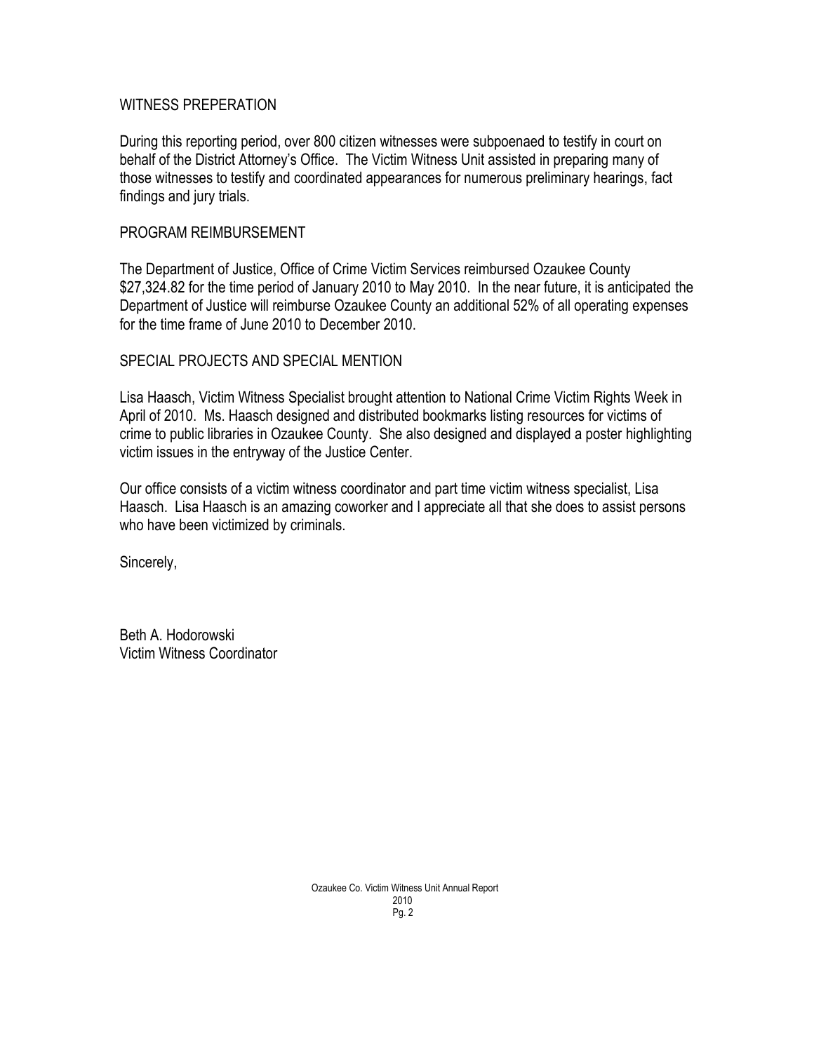## WITNESS PREPERATION

During this reporting period, over 800 citizen witnesses were subpoenaed to testify in court on behalf of the District Attorney's Office. The Victim Witness Unit assisted in preparing many of those witnesses to testify and coordinated appearances for numerous preliminary hearings, fact findings and jury trials.

## PROGRAM REIMBURSEMENT

The Department of Justice, Office of Crime Victim Services reimbursed Ozaukee County $27,324.82 for the time period of January 2010 to May 2010. In the near future, it is anticipated the Department of Justice will reimburse Ozaukee County an additional 52% of all operating expenses for the time frame of June 2010 to December 2010.

## SPECIAL PROJECTS AND SPECIAL MENTION

Lisa Haasch, Victim Witness Specialist brought attention to National Crime Victim Rights Week in April of 2010. Ms. Haasch designed and distributed bookmarks listing resources for victims of crime to public libraries in Ozaukee County. She also designed and displayed a poster highlighting victim issues in the entryway of the Justice Center.

Our office consists of a victim witness coordinator and part time victim witness specialist, Lisa Haasch. Lisa Haasch is an amazing coworker and I appreciate all that she does to assist persons who have been victimized by criminals.

Sincerely,

Beth A. Hodorowski
Victim Witness Coordinator